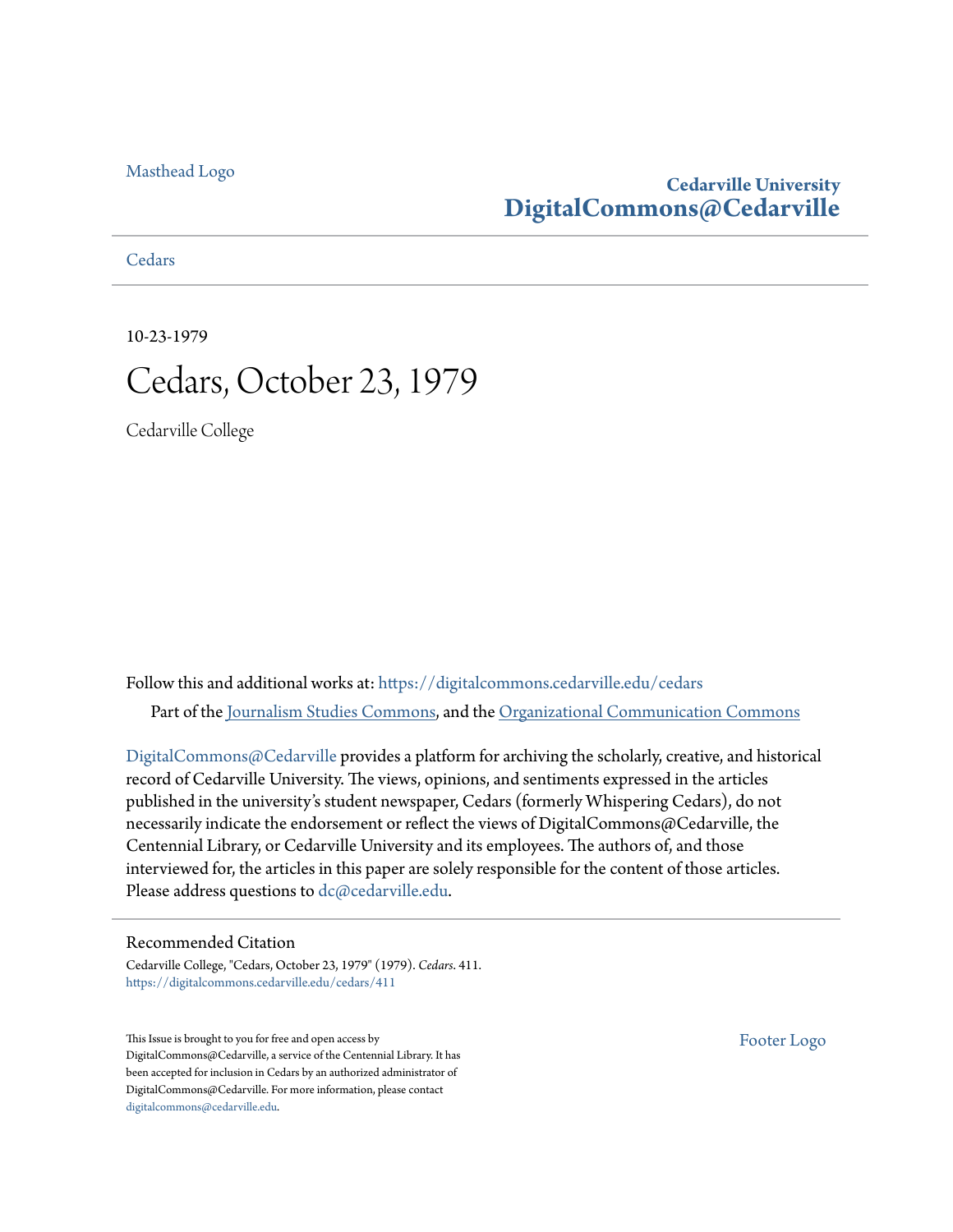Masthead Logo

**Cedarville University**
**DigitalCommons@Cedarville**

Cedars

10-23-1979

# Cedars, October 23, 1979

Cedarville College

Follow this and additional works at: https://digitalcommons.cedarville.edu/cedars

Part of the Journalism Studies Commons, and the Organizational Communication Commons

DigitalCommons@Cedarville provides a platform for archiving the scholarly, creative, and historical record of Cedarville University. The views, opinions, and sentiments expressed in the articles published in the university's student newspaper, Cedars (formerly Whispering Cedars), do not necessarily indicate the endorsement or reflect the views of DigitalCommons@Cedarville, the Centennial Library, or Cedarville University and its employees. The authors of, and those interviewed for, the articles in this paper are solely responsible for the content of those articles. Please address questions to dc@cedarville.edu.

## Recommended Citation

Cedarville College, "Cedars, October 23, 1979" (1979). *Cedars*. 411.
https://digitalcommons.cedarville.edu/cedars/411

This Issue is brought to you for free and open access by DigitalCommons@Cedarville, a service of the Centennial Library. It has been accepted for inclusion in Cedars by an authorized administrator of DigitalCommons@Cedarville. For more information, please contact digitalcommons@cedarville.edu.

Footer Logo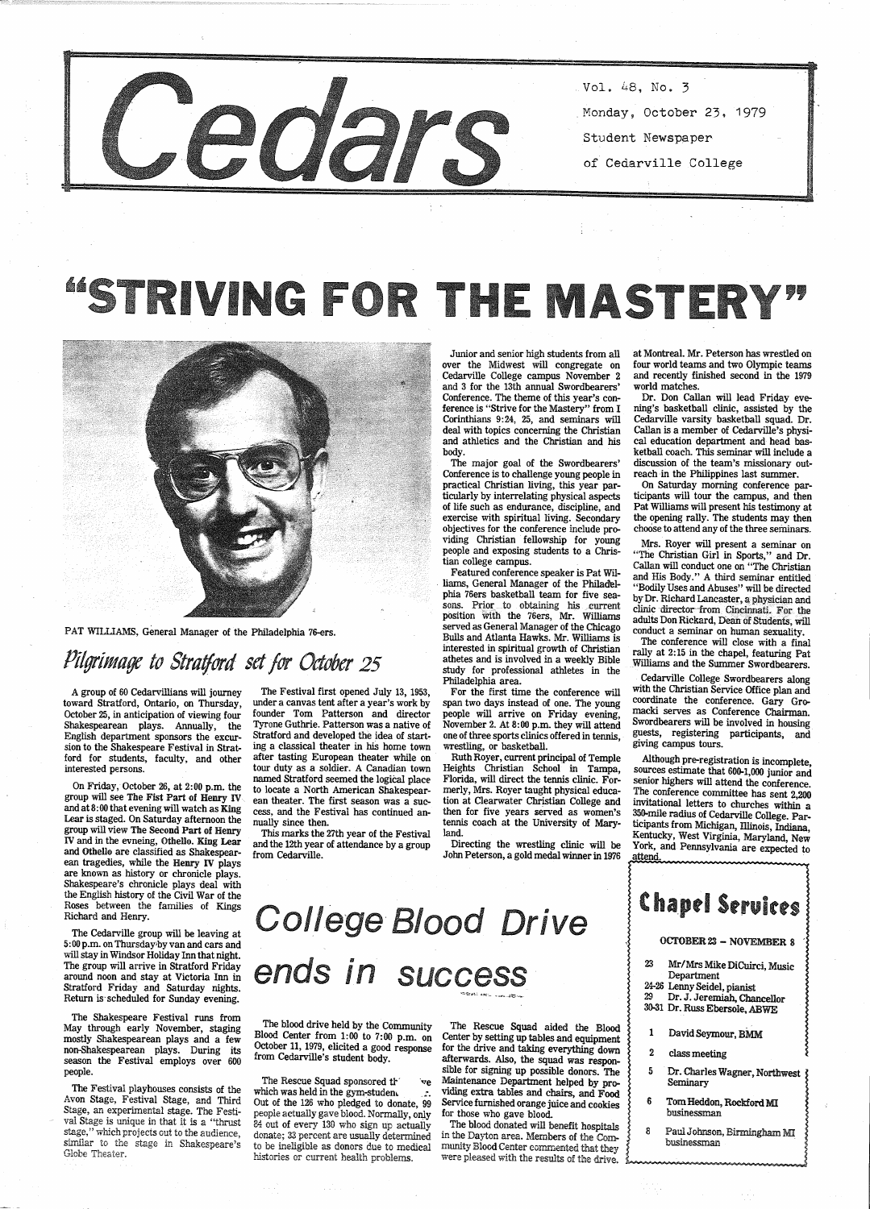# Cedars

Vol. 48, No. 3

Monday, October 23, 1979

Student Newspaper

of Cedarville College

# "STRIVING FOR THE MASTERY"

PAT WILLIAMS, General Manager of the Philadelphia 76-ers.

Junior and senior high students from all over the Midwest will congregate on Cedarville College campus November 2 and 3 for the 13th annual Swordbearers' Conference. The theme of this year's conference is "Strive for the Mastery" from I Corinthians 9:24, 25, and seminars will deal with topics concerning the Christian and athletics and the Christian and his body.

The major goal of the Swordbearers' Conference is to challenge young people in practical Christian living, this year particularly by interrelating physical aspects of life such as endurance, discipline, and exercise with spiritual living. Secondary objectives for the conference include providing Christian fellowship for young people and exposing students to a Christian college campus.

Featured conference speaker is Pat Williams, General Manager of the Philadelphia 76ers basketball team for five seasons. Prior to obtaining his current position with the 76ers, Mr. Williams served as General Manager of the Chicago Bulls and Atlanta Hawks. Mr. Williams is interested in spiritual growth of Christian athetes and is involved in a weekly Bible study for professional athletes in the Philadelphia area.

For the first time the conference will span two days instead of one. The young people will arrive on Friday evening, November 2. At 8:00 p.m. they will attend one of three sports clinics offered in tennis, wrestling, or basketball.

Ruth Royer, current principal of Temple Heights Christian School in Tampa, Florida, will direct the tennis clinic. Formerly, Mrs. Royer taught physical education at Clearwater Christian College and then for five years served as women's tennis coach at the University of Maryland.

Directing the wrestling clinic will be John Peterson, a gold medal winner in 1976 at Montreal. Mr. Peterson has wrestled on four world teams and two Olympic teams and recently finished second in the 1979 world matches.

Dr. Don Callan will lead Friday evening's basketball clinic, assisted by the Cedarville varsity basketball squad. Dr. Callan is a member of Cedarville's physical education department and head basketball coach. This seminar will include a discussion of the team's missionary outreach in the Philippines last summer.

On Saturday morning conference participants will tour the campus, and then Pat Williams will present his testimony at the opening rally. The students may then choose to attend any of the three seminars.

Mrs. Royer will present a seminar on "The Christian Girl in Sports," and Dr. Callan will conduct one on "The Christian and His Body." A third seminar entitled "Bodily Uses and Abuses" will be directed by Dr. Richard Lancaster, a physician and clinic director from Cincinnati. For the adults Don Rickard, Dean of Students, will conduct a seminar on human sexuality.

The conference will close with a final rally at 2:15 in the chapel, featuring Pat Williams and the Summer Swordbearers.

Cedarville College Swordbearers along with the Christian Service Office plan and coordinate the conference. Gary Gromacki serves as Conference Chairman. Swordbearers will be involved in housing guests, registering participants, and giving campus tours.

Although pre-registration is incomplete, sources estimate that 600-1,000 junior and senior highers will attend the conference. The conference committee has sent 2,200 invitational letters to churches within a 350-mile radius of Cedarville College. Participants from Michigan, Illinois, Indiana, Kentucky, West Virginia, Maryland, New York, and Pennsylvania are expected to attend.

## *Pilgrimage to Stratford set for October 25*

A group of 60 Cedarvillians will journey toward Stratford, Ontario, on Thursday, October 25, in anticipation of viewing four Shakespearean plays. Annually, the English department sponsors the excursion to the Shakespeare Festival in Stratford for students, faculty, and other interested persons.

On Friday, October 26, at 2:00 p.m. the group will see **The Fist Part of Henry IV** and at 8:00 that evening will watch as **King Lear** is staged. On Saturday afternoon the group will view **The Second Part of Henry IV** and in the evneing, **Othello. King Lear** and **Othello** are classified as Shakespearean tragedies, while the **Henry IV** plays are known as history or chronicle plays. Shakespeare's chronicle plays deal with the English history of the Civil War of the Roses between the families of Kings Richard and Henry.

The Cedarville group will be leaving at 5:00 p.m. on Thursday by van and cars and will stay in Windsor Holiday Inn that night. The group will arrive in Stratford Friday around noon and stay at Victoria Inn in Stratford Friday and Saturday nights. Return is scheduled for Sunday evening.

The Shakespeare Festival runs from May through early November, staging mostly Shakespearean plays and a few non-Shakespearean plays. During its season the Festival employs over 600 people.

The Festival playhouses consists of the Avon Stage, Festival Stage, and Third Stage, an experimental stage. The Festival Stage is unique in that it is a "thrust stage," which projects out to the audience, similar to the stage in Shakespeare's Globe Theater.

The Festival first opened July 13, 1953, under a canvas tent after a year's work by founder Tom Patterson and director Tyrone Guthrie. Patterson was a native of Stratford and developed the idea of starting a classical theater in his home town after tasting European theater while on tour duty as a soldier. A Canadian town named Stratford seemed the logical place to locate a North American Shakespearean theater. The first season was a success, and the Festival has continued annually since then.

This marks the 27th year of the Festival and the 12th year of attendance by a group from Cedarville.

## *College Blood Drive ends in success*

The blood drive held by the Community Blood Center from 1:00 to 7:00 p.m. on October 11, 1979, elicited a good response from Cedarville's student body.

The Rescue Squad sponsored th ve which was held in the gym-studen . Out of the 126 who pledged to donate, 99 people actually gave blood. Normally, only 84 out of every 130 who sign up actually donate; 33 percent are usually determined to be ineligible as donors due to medical histories or current health problems.

The Rescue Squad aided the Blood Center by setting up tables and equipment for the drive and taking everything down afterwards. Also, the squad was responsible for signing up possible donors. The Maintenance Department helped by providing extra tables and chairs, and Food Service furnished orange juice and cookies for those who gave blood.

The blood donated will benefit hospitals in the Dayton area. Members of the Community Blood Center commented that they were pleased with the results of the drive.

## Chapel Services

**OCTOBER 23 – NOVEMBER 8**

- 23 Mr/Mrs Mike DiCuirci, Music Department
- 24-26 Lenny Seidel, pianist
- 29 Dr. J. Jeremiah, Chancellor
- 30-31 Dr. Russ Ebersole, ABWE
- 1 David Seymour, BMM
- 2 class meeting
- 5 Dr. Charles Wagner, Northwest Seminary
- 6 Tom Heddon, Rockford MI businessman
- 8 Paul Johnson, Birmingham MI businessman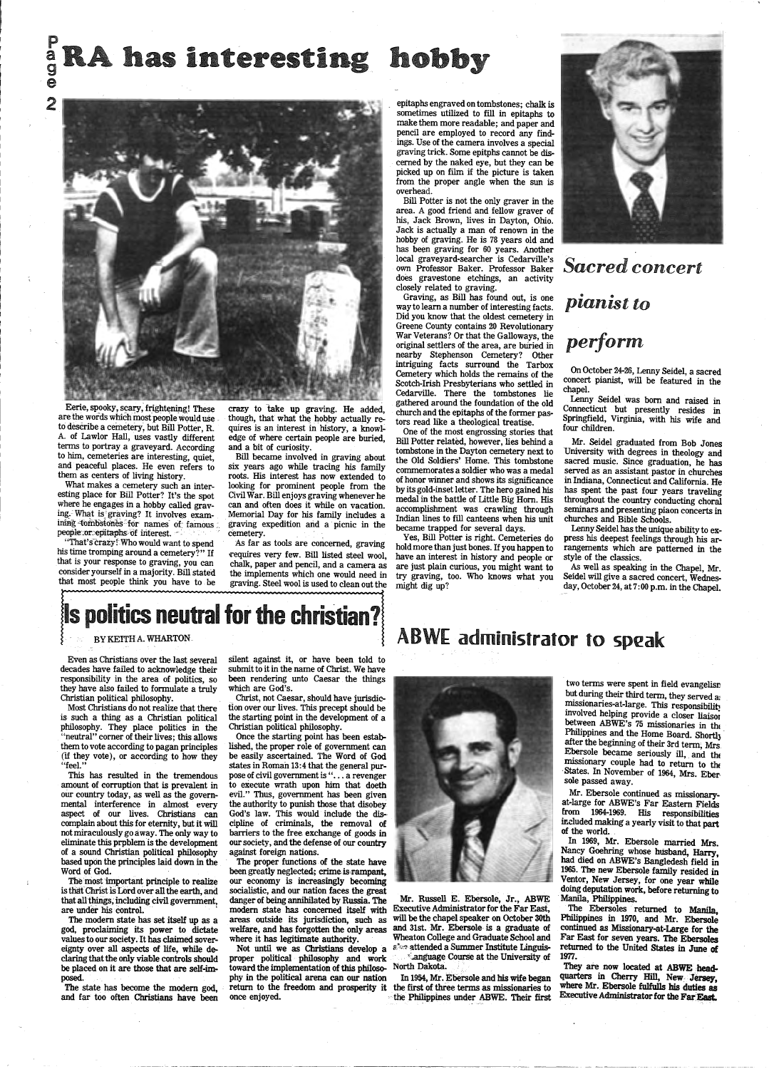# RA has interesting hobby

Eerie, spooky, scary, frightening! These are the words which most people would use to describe a cemetery, but Bill Potter, R. A. of Lawlor Hall, uses vastly different terms to portray a graveyard. According to him, cemeteries are interesting, quiet, and peaceful places. He even refers to them as centers of living history.

What makes a cemetery such an interesting place for Bill Potter? It's the spot where he engages in a hobby called graving. What is graving? It involves examining tombstones for names of famous people or epitaphs of interest.

"That's crazy! Who would want to spend his time tromping around a cemetery?" If that is your response to graving, you can consider yourself in a majority. Bill stated that most people think you have to be crazy to take up graving. He added, though, that what the hobby actually requires is an interest in history, a knowledge of where certain people are buried, and a bit of curiosity.

Bill became involved in graving about six years ago while tracing his family roots. His interest has now extended to looking for prominent people from the Civil War. Bill enjoys graving whenever he can and often does it while on vacation. Memorial Day for his family includes a graving expedition and a picnic in the cemetery.

As far as tools are concerned, graving requires very few. Bill listed steel wool, chalk, paper and pencil, and a camera as the implements which one would need in graving. Steel wool is used to clean out the epitaphs engraved on tombstones; chalk is sometimes utilized to fill in epitaphs to make them more readable; and paper and pencil are employed to record any findings. Use of the camera involves a special graving trick. Some epitphs cannot be discerned by the naked eye, but they can be picked up on film if the picture is taken from the proper angle when the sun is overhead.

Bill Potter is not the only graver in the area. A good friend and fellow graver of his, Jack Brown, lives in Dayton, Ohio. Jack is actually a man of renown in the hobby of graving. He is 78 years old and has been graving for 60 years. Another local graveyard-searcher is Cedarville's own Professor Baker. Professor Baker does gravestone etchings, an activity closely related to graving.

Graving, as Bill has found out, is one way to learn a number of interesting facts. Did you know that the oldest cemetery in Greene County contains 20 Revolutionary War Veterans? Or that the Galloways, the original settlers of the area, are buried in nearby Stephenson Cemetery? Other intriguing facts surround the Tarbox Cemetery which holds the remains of the Scotch-Irish Presbyterians who settled in Cedarville. There the tombstones lie gathered around the foundation of the old church and the epitaphs of the former pastors read like a theological treatise.

One of the most engrossing stories that Bill Potter related, however, lies behind a tombstone in the Dayton cemetery next to the Old Soldiers' Home. This tombstone commemorates a soldier who was a medal of honor winner and shows its significance by its gold-inset letter. The hero gained his medal in the battle of Little Big Horn. His accomplishment was crawling through Indian lines to fill canteens when his unit became trapped for several days.

Yes, Bill Potter is right. Cemeteries do hold more than just bones. If you happen to have an interest in history and people or are just plain curious, you might want to try graving, too. Who knows what you might dig up?

# *Sacred concert pianist to perform*

On October 24-26, Lenny Seidel, a sacred concert pianist, will be featured in the chapel.

Lenny Seidel was born and raised in Connecticut but presently resides in Springfield, Virginia, with his wife and four children.

Mr. Seidel graduated from Bob Jones University with degrees in theology and sacred music. Since graduation, he has served as an assistant pastor in churches in Indiana, Connecticut and California. He has spent the past four years traveling throughout the country conducting choral seminars and presenting piaon concerts in churches and Bible Schools.

Lenny Seidel has the unique ability to express his deepest feelings through his arrangements which are patterned in the style of the classics.

As well as speaking in the Chapel, Mr. Seidel will give a sacred concert, Wednesday, October 24, at 7:00 p.m. in the Chapel.

# Is politics neutral for the christian?

BY KEITH A. WHARTON

Even as Christians over the last several decades have failed to acknowledge their responsibility in the area of politics, so they have also failed to formulate a truly Christian political philosophy.

Most Christians do not realize that there is such a thing as a Christian political philosophy. They place politics in the "neutral" corner of their lives; this allows them to vote according to pagan principles (if they vote), or according to how they "feel."

This has resulted in the tremendous amount of corruption that is prevalent in our country today, as well as the governmental interference in almost every aspect of our lives. Christians can complain about this for eternity, but it will not miraculously go away. The only way to eliminate this prpblem is the development of a sound Christian political philosophy based upon the principles laid down in the Word of God.

The most important principle to realize is that Christ is Lord over all the earth, and that all things, including civil government, are under his control.

The modern state has set itself up as a god, proclaiming its power to dictate values to our society. It has claimed sovereignty over all aspects of life, while declaring that the only viable controls should be placed on it are those that are self-imposed.

The state has become the modern god, and far too often Christians have been silent against it, or have been told to submit to it in the name of Christ. We have been rendering unto Caesar the things which are God's.

Christ, not Caesar, should have jurisdiction over our lives. This precept should be the starting point in the development of a Christian political philosophy.

Once the starting point has been established, the proper role of government can be easily ascertained. The Word of God states in Roman 13:4 that the general purpose of civil government is "... a revenger to execute wrath upon him that doeth evil." Thus, government has been given the authority to punish those that disobey God's law. This would include the discipline of criminals, the removal of barriers to the free exchange of goods in our society, and the defense of our country against foreign nations.

The proper functions of the state have been greatly neglected; crime is rampant, our economy is increasingly becoming socialistic, and our nation faces the great danger of being annihilated by Russia. The modern state has concerned itself with areas outside its jurisdiction, such as welfare, and has forgotten the only areas where it has legitimate authority.

Not until we as Christians develop a proper political philosophy and work toward the implementation of this philosophy in the political arena can our nation return to the freedom and prosperity it once enjoyed.

# ABWE administrator to speak

Mr. Russell E. Ebersole, Jr., ABWE Executive Administrator for the Far East, will be the chapel speaker on October 30th and 31st. Mr. Ebersole is a graduate of Wheaton College and Graduate School and also attended a Summer Institute Linguistics Language Course at the University of North Dakota.

In 1954, Mr. Ebersole and his wife began the first of three terms as missionaries to the Philippines under ABWE. Their first two terms were spent in field evangelism but during their third term, they served as missionaries-at-large. This responsibility involved helping provide a closer liaison between ABWE's 75 missionaries in the Philippines and the Home Board. Shortly after the beginning of their 3rd term, Mrs. Ebersole became seriously ill, and the missionary couple had to return to the States. In November of 1964, Mrs. Ebersole passed away.

Mr. Ebersole continued as missionary-at-large for ABWE's Far Eastern Fields from 1964-1969. His responsibilities included making a yearly visit to that part of the world.

In 1969, Mr. Ebersole married Mrs. Nancy Goehring whose husband, Harry, had died on ABWE's Bangledesh field in 1965. The new Ebersole family resided in Ventor, New Jersey, for one year while doing deputation work, before returning to Manila, Philippines.

The Ebersoles returned to Manila, Philippines in 1970, and Mr. Ebersole continued as Missionary-at-Large for the Far East for seven years. The Ebersoles returned to the United States in June of 1977.

They are now located at ABWE headquarters in Cherry Hill, New Jersey, where Mr. Ebersole fulfulls his duties as Executive Administrator for the Far East.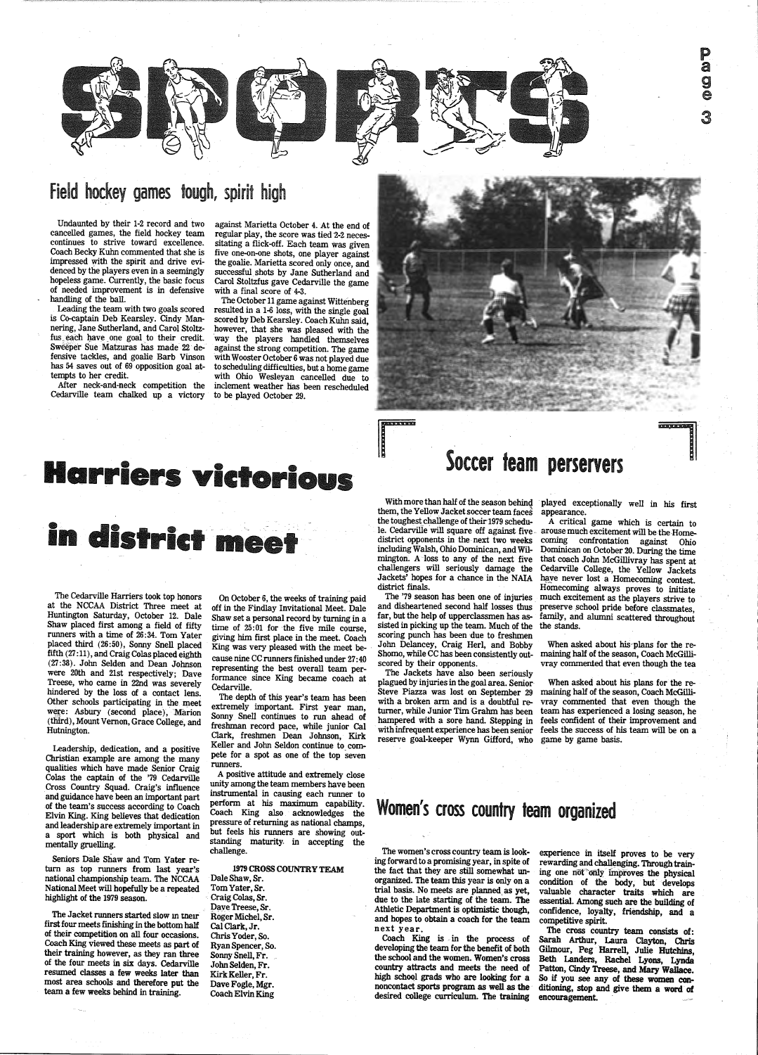# SPORTS

## Field hockey games tough, spirit high

Undaunted by their 1-2 record and two cancelled games, the field hockey team continues to strive toward excellence. Coach Becky Kuhn commented that she is impressed with the spirit and drive evidenced by the players even in a seemingly hopeless game. Currently, the basic focus of needed improvement is in defensive handling of the ball.

Leading the team with two goals scored is Co-captain Deb Kearsley. Cindy Mannering, Jane Sutherland, and Carol Stoltzfus each have one goal to their credit. Sweeper Sue Matzuras has made 22 defensive tackles, and goalie Barb Vinson has 54 saves out of 69 opposition goal attempts to her credit.

After neck-and-neck competition the Cedarville team chalked up a victory against Marietta October 4. At the end of regular play, the score was tied 2-2 necessitating a flick-off. Each team was given five one-on-one shots, one player against the goalie. Marietta scored only once, and successful shots by Jane Sutherland and Carol Stoltzfus gave Cedarville the game with a final score of 4-3.

The October 11 game against Wittenberg resulted in a 1-6 loss, with the single goal scored by Deb Kearsley. Coach Kuhn said, however, that she was pleased with the way the players handled themselves against the strong competition. The game with Wooster October 6 was not played due to scheduling difficulties, but a home game with Ohio Wesleyan cancelled due to inclement weather has been rescheduled to be played October 29.

## Harriers victorious in district meet

The Cedarville Harriers took top honors at the NCCAA District Three meet at Huntington Saturday, October 12. Dale Shaw placed first among a field of fifty runners with a time of 26:34. Tom Yater placed third (26:50), Sonny Snell placed fifth (27:11), and Craig Colas placed eighth (27:38). John Selden and Dean Johnson were 20th and 21st respectively; Dave Treese, who came in 22nd was severely hindered by the loss of a contact lens. Other schools participating in the meet were: Asbury (second place), Marion (third), Mount Vernon, Grace College, and Hutnington.

Leadership, dedication, and a positive Christian example are among the many qualities which have made Senior Craig Colas the captain of the '79 Cedarville Cross Country Squad. Craig's influence and guidance have been an important part of the team's success according to Coach Elvin King. King believes that dedication and leadership are extremely important in a sport which is both physical and mentally gruelling.

Seniors Dale Shaw and Tom Yater return as top runners from last year's national championship team. The NCCAA National Meet will hopefully be a repeated highlight of the 1979 season.

The Jacket runners started slow in their first four meets finishing in the bottom half of their competition on all four occasions. Coach King viewed these meets as part of their training however, as they ran three of the four meets in six days. Cedarville resumed classes a few weeks later than most area schools and therefore put the team a few weeks behind in training.

On October 6, the weeks of training paid off in the Findlay Invitational Meet. Dale Shaw set a personal record by turning in a time of 25:01 for the five mile course, giving him first place in the meet. Coach King was very pleased with the meet because nine CC runners finished under 27:40 representing the best overall team performance since King became coach at Cedarville.

The depth of this year's team has been extremely important. First year man, Sonny Snell continues to run ahead of freshman record pace, while junior Cal Clark, freshmen Dean Johnson, Kirk Keller and John Seldon continue to compete for a spot as one of the top seven runners.

A positive attitude and extremely close unity among the team members have been instrumental in causing each runner to perform at his maximum capability. Coach King also acknowledges the pressure of returning as national champs, but feels his runners are showing outstanding maturity in accepting the challenge.

**1979 CROSS COUNTRY TEAM**

Dale Shaw, Sr.
Tom Yater, Sr.
Craig Colas, Sr.
Dave Treese, Sr.
Roger Michel, Sr.
Cal Clark, Jr.
Chris Yoder, So.
Ryan Spencer, So.
Sonny Snell, Fr.
John Selden, Fr.
Kirk Keller, Fr.
Dave Fogle, Mgr.
Coach Elvin King

## Soccer team perservers

With more than half of the season behind them, the Yellow Jacket soccer team faces the toughest challenge of their 1979 schedule. Cedarville will square off against five district opponents in the next two weeks including Walsh, Ohio Dominican, and Wilmington. A loss to any of the next five challengers will seriously damage the Jackets' hopes for a chance in the NAIA district finals.

The '79 season has been one of injuries and disheartened second half losses thus far, but the help of upperclassmen has assisted in picking up the team. Much of the scoring punch has been due to freshmen John Delancey, Craig Herl, and Bobby Shomo, while CC has been consistently outscored by their opponents.

The Jackets have also been seriously plagued by injuries in the goal area. Senior Steve Piazza was lost on September 29 with a broken arm and is a doubtful returner, while Junior Tim Grahm has been hampered with a sore hand. Stepping in with infrequent experience has been senior reserve goal-keeper Wynn Gifford, who played exceptionally well in his first appearance.

A critical game which is certain to arouse much excitement will be the Homecoming confrontation against Ohio Dominican on October 20. During the time that coach John McGillivray has spent at Cedarville College, the Yellow Jackets have never lost a Homecoming contest. Homecoming always proves to initiate much excitement as the players strive to preserve school pride before classmates, family, and alumni scattered throughout the stands.

When asked about his plans for the remaining half of the season, Coach McGillivray commented that even though the tea

When asked about his plans for the remaining half of the season, Coach McGillivray commented that even though the team has experienced a losing season, he feels confident of their improvement and feels the success of his team will be on a game by game basis.

## Women's cross country team organized

The women's cross country team is looking forward to a promising year, in spite of the fact that they are still somewhat unorganized. The team this year is only on a trial basis. No meets are planned as yet, due to the late starting of the team. The Athletic Department is optimistic though, and hopes to obtain a coach for the team next year.

Coach King is in the process of developing the team for the benefit of both the school and the women. Women's cross country attracts and meets the need of high school grads who are looking for a noncontact sports program as well as the desired college curriculum. The training experience in itself proves to be very rewarding and challenging. Through training one not only improves the physical condition of the body, but develops valuable character traits which are essential. Among such are the building of confidence, loyalty, friendship, and a competitive spirit.

The cross country team consists of: Sarah Arthur, Laura Clayton, Chris Gilmour, Peg Harrell, Julie Hutchins, Beth Landers, Rachel Lyons, Lynda Patton, Cindy Treese, and Mary Wallace. So if you see any of these women conditioning, stop and give them a word of encouragement.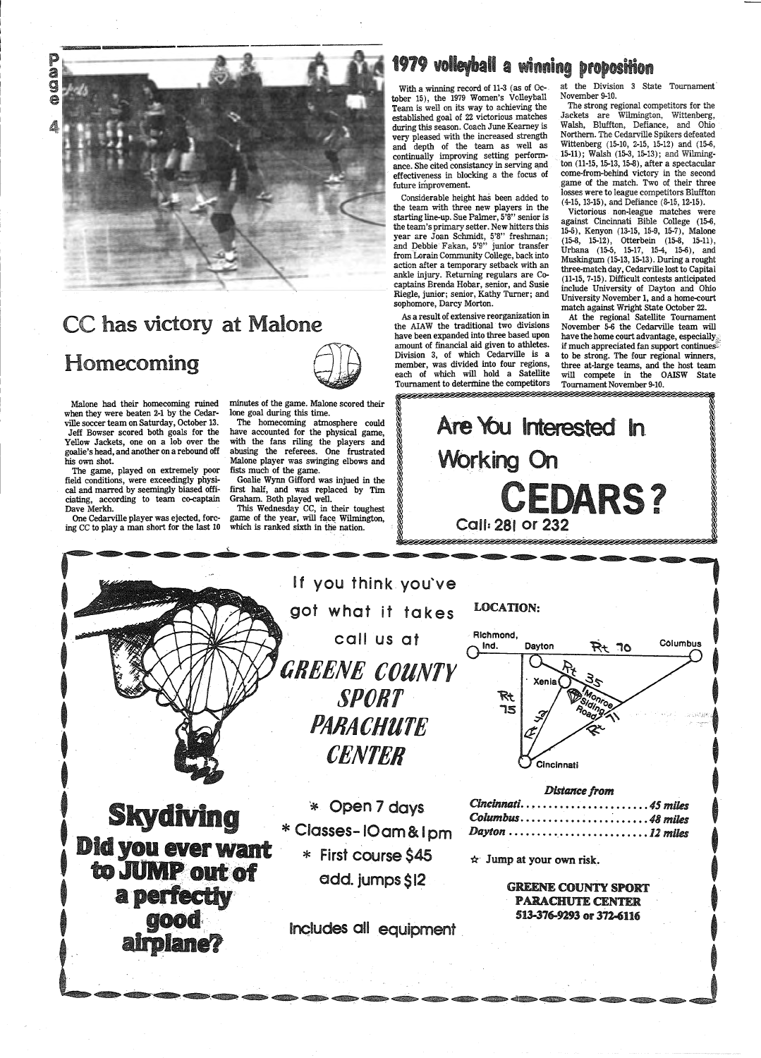# 1979 volleyball a winning proposition

With a winning record of 11-3 (as of October 15), the 1979 Women's Volleyball Team is well on its way to achieving the established goal of 22 victorious matches during this season. Coach June Kearney is very pleased with the increased strength and depth of the team as well as continually improving setting performance. She cited consistancy in serving and effectiveness in blocking a the focus of future improvement.

Considerable height has been added to the team with three new players in the starting line-up. Sue Palmer, 5'8" senior is the team's primary setter. New hitters this year are Joan Schmidt, 5'8" freshman; and Debbie Fekan, 5'6" junior transfer from Lorain Community College, back into action after a temporary setback with an ankle injury. Returning regulars are Co-captains Brenda Hobar, senior, and Susie Riegle, junior; senior, Kathy Turner; and sophomore, Darcy Morton.

As a result of extensive reorganization in the AIAW the traditional two divisions have been expanded into three based upon amount of financial aid given to athletes. Division 3, of which Cedarville is a member, was divided into four regions, each of which will hold a Satellite Tournament to determine the competitors at the Division 3 State Tournament November 9-10.

The strong regional competitors for the Jackets are Wilmington, Wittenberg, Walsh, Bluffton, Defiance, and Ohio Northern. The Cedarville Spikers defeated Wittenberg (15-10, 2-15, 15-12) and (15-6, 15-11); Walsh (15-3, 15-13); and Wilmington (11-15, 15-13, 15-8), after a spectacular come-from-behind victory in the second game of the match. Two of their three losses were to league competitors Bluffton (4-15, 13-15), and Defiance (8-15, 12-15).

Victorious non-league matches were against Cincinnati Bible College (15-6, 15-5), Kenyon (13-15, 15-9, 15-7), Malone (15-8, 15-12), Otterbein (15-8, 15-11), Urbana (15-5, 15-17, 15-4, 15-6), and Muskingum (15-13, 15-13). During a rought three-match day, Cedarville lost to Capital (11-15, 7-15). Difficult contests anticipated include University of Dayton and Ohio University November 1, and a home-court match against Wright State October 22.

At the regional Satellite Tournament November 5-6 the Cedarville team will have the home court advantage, especially if much appreciated fan support continues to be strong. The four regional winners, three at-large teams, and the host team will compete in the OAISW State Tournament November 9-10.

# CC has victory at Malone Homecoming

Malone had their homecoming ruined when they were beaten 2-1 by the Cedarville soccer team on Saturday, October 13.

Jeff Bowser scored both goals for the Yellow Jackets, one on a lob over the goalie's head, and another on a rebound off his own shot.

The game, played on extremely poor field conditions, were exceedingly physical and marred by seemingly biased officiating, according to team co-captain Dave Merkh.

One Cedarville player was ejected, forcing CC to play a man short for the last 10 minutes of the game. Malone scored their lone goal during this time.

The homecoming atmosphere could have accounted for the physical game, with the fans riling the players and abusing the referees. One frustrated Malone player was swinging elbows and fists much of the game.

Goalie Wynn Gifford was injued in the first half, and was replaced by Tim Graham. Both played well.

This Wednesday CC, in their toughest game of the year, will face Wilmington, which is ranked sixth in the nation.

---

## Are You Interested In Working On CEDARS?

Call: 281 or 232

---

## Skydiving

**Did you ever want to JUMP out of a perfectly good airplane?**

If you think you've got what it takes call us at

## GREENE COUNTY SPORT PARACHUTE CENTER

* Open 7 days
* Classes- 10am & 1pm
* First course $45

add. jumps $12

Includes all equipment

**LOCATION:**

Richmond, Ind. — Dayton — Rt 70 — Columbus — Xenia — Rt 35 — Monroe Siding Road — Rt 75 — Rt 42 — Cincinnati

*Distance from*

*Cincinnati......................45 miles*
*Columbus.......................48 miles*
*Dayton..........................12 miles*

☆ Jump at your own risk.

**GREENE COUNTY SPORT PARACHUTE CENTER**
**513-376-9293 or 372-6116**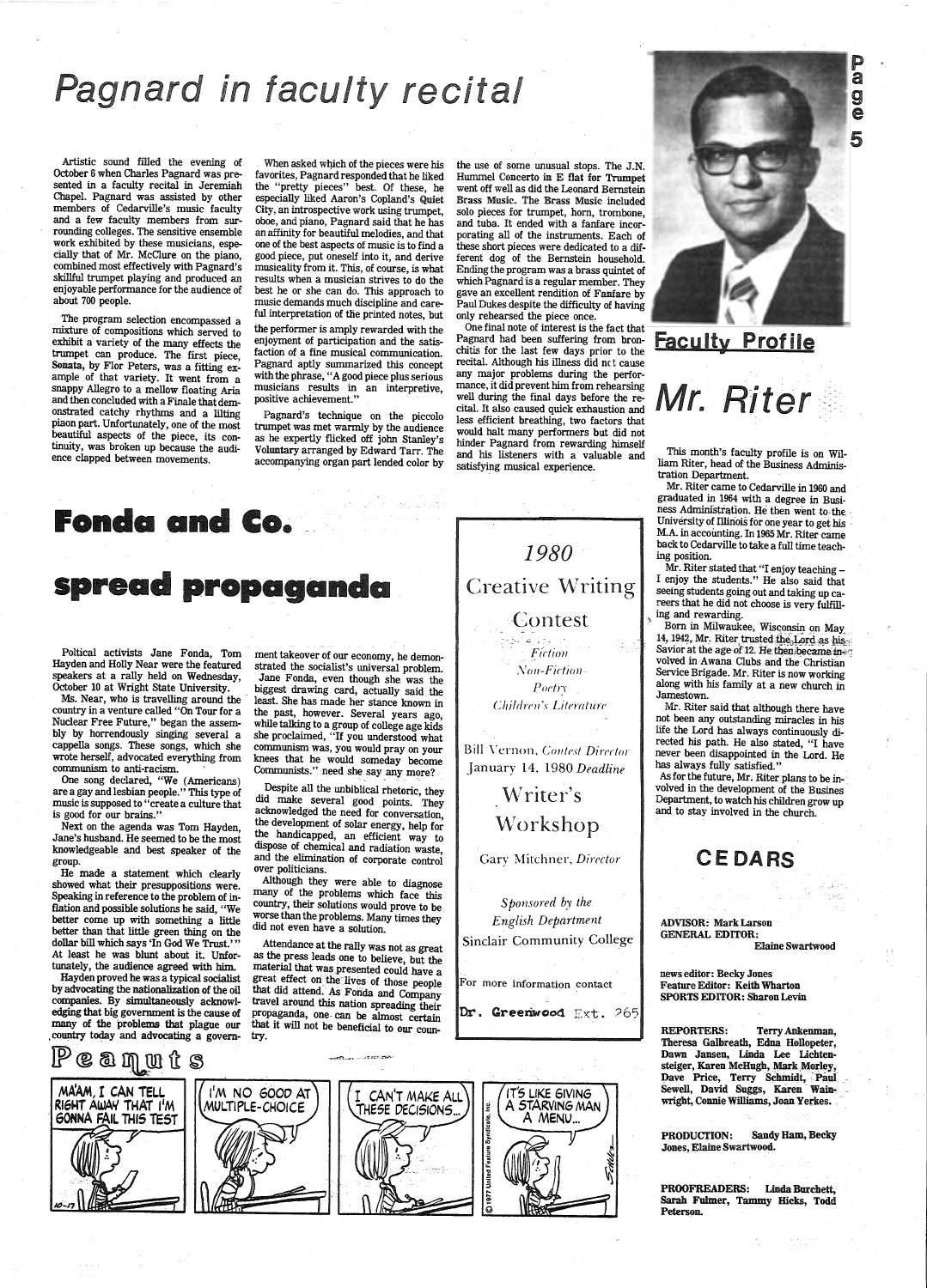# Pagnard in faculty recital

Artistic sound filled the evening of October 6 when Charles Pagnard was presented in a faculty recital in Jeremiah Chapel. Pagnard was assisted by other members of Cedarville's music faculty and a few faculty members from surrounding colleges. The sensitive ensemble work exhibited by these musicians, especially that of Mr. McClure on the piano, combined most effectively with Pagnard's skillful trumpet playing and produced an enjoyable performance for the audience of about 700 people.

The program selection encompassed a mixture of compositions which served to exhibit a variety of the many effects the trumpet can produce. The first piece, **Sonata**, by Flor Peters, was a fitting example of that variety. It went from a snappy Allegro to a mellow floating Aria and then concluded with a Finale that demonstrated catchy rhythms and a lilting piaon part. Unfortunately, one of the most beautiful aspects of the piece, its continuity, was broken up because the audience clapped between movements.

When asked which of the pieces were his favorites, Pagnard responded that he liked the "pretty pieces" best. Of these, he especially liked Aaron's Copland's **Quiet City**, an introspective work using trumpet, oboe, and piano, Pagnard said that he has an affinity for beautiful melodies, and that one of the best aspects of music is to find a good piece, put oneself into it, and derive musicality from it. This, of course, is what results when a musician strives to do the best he or she can do. This approach to music demands much discipline and careful interpretation of the printed notes, but the performer is amply rewarded with the enjoyment of participation and the satisfaction of a fine musical communication. Pagnard aptly summarized this concept with the phrase, "A good piece plus serious musicians results in an interpretive, positive achievement."

Pagnard's technique on the piccolo trumpet was met warmly by the audience as he expertly flicked off john Stanley's **Voluntary** arranged by Edward Tarr. The accompanying organ part lended color by the use of some unusual stops. The J.N. Hummel **Concerto in E flat for Trumpet** went off well as did the Leonard Bernstein **Brass Music**. The **Brass Music** included solo pieces for trumpet, horn, trombone, and tuba. It ended with a fanfare incorporating all of the instruments. Each of these short pieces were dedicated to a different dog of the Bernstein household. Ending the program was a brass quintet of which Pagnard is a regular member. They gave an excellent rendition of **Fanfare** by Paul Dukes despite the difficulty of having only rehearsed the piece once.

One final note of interest is the fact that Pagnard had been suffering from bronchitis for the last few days prior to the recital. Although his illness did not cause any major problems during the performance, it did prevent him from rehearsing well during the final days before the recital. It also caused quick exhaustion and less efficient breathing, two factors that would halt many performers but did not hinder Pagnard from rewarding himself and his listeners with a valuable and satisfying musical experience.

# Fonda and Co. spread propaganda

Poltical activists Jane Fonda, Tom Hayden and Holly Near were the featured speakers at a rally held on Wednesday, October 10 at Wright State University.

Ms. Near, who is travelling around the country in a venture called "On Tour for a Nuclear Free Future," began the assembly by horrendously singing several a cappella songs. These songs, which she wrote herself, advocated everything from communism to anti-racism.

One song declared, "We (Americans) are a gay and lesbian people." This type of music is supposed to "create a culture that is good for our brains."

Next on the agenda was Tom Hayden, Jane's husband. He seemed to be the most knowledgeable and best speaker of the group.

He made a statement which clearly showed what their presuppositions were. Speaking in reference to the problem of inflation and possible solutions he said, "We better come up with something a little better than that little green thing on the dollar bill which says 'In God We Trust.'" At least he was blunt about it. Unfortunately, the audience agreed with him.

Hayden proved he was a typical socialist by advocating the nationalization of the oil companies. By simultaneously acknowledging that big government is the cause of many of the problems that plague our country today and advocating a government takeover of our economy, he demonstrated the socialist's universal problem.

Jane Fonda, even though she was the biggest drawing card, actually said the least. She has made her stance known in the past, however. Several years ago, while talking to a group of college age kids she proclaimed, "If you understood what communism was, you would pray on your knees that he would someday become Communists." need she say any more?

Despite all the unbiblical rhetoric, they did make several good points. They acknowledged the need for conversation, the development of solar energy, help for the handicapped, an efficient way to dispose of chemical and radiation waste, and the elimination of corporate control over politicians.

Although they were able to diagnose many of the problems which face this country, their solutions would prove to be worse than the problems. Many times they did not even have a solution.

Attendance at the rally was not as great as the press leads one to believe, but the material that was presented could have a great effect on the lives of those people that did attend. As Fonda and Company travel around this nation spreading their propaganda, one can be almost certain that it will not be beneficial to our country.

## 1980 Creative Writing Contest

*Fiction*
*Non-Fiction*
*Poetry*
*Children's Literature*

Bill Vernon, *Contest Director*
January 14, 1980 *Deadline*

## Writer's Workshop

Gary Mitchner, *Director*

*Sponsored by the English Department*
Sinclair Community College

For more information contact

Dr. Greenwood Ext. 265

# Faculty Profile

# Mr. Riter

This month's faculty profile is on William Riter, head of the Business Administration Department.

Mr. Riter came to Cedarville in 1960 and graduated in 1964 with a degree in Business Administration. He then went to the University of Illinois for one year to get his M.A. in accounting. In 1965 Mr. Riter came back to Cedarville to take a full time teaching position.

Mr. Riter stated that "I enjoy teaching – I enjoy the students." He also said that seeing students going out and taking up careers that he did not choose is very fulfilling and rewarding.

Born in Milwaukee, Wisconsin on May 14, 1942, Mr. Riter trusted the Lord as his Savior at the age of 12. He then became involved in Awana Clubs and the Christian Service Brigade. Mr. Riter is now working along with his family at a new church in Jamestown.

Mr. Riter said that although there have not been any outstanding miracles in his life the Lord has always continuously directed his path. He also stated, "I have never been disappointed in the Lord. He has always fully satisfied."

As for the future, Mr. Riter plans to be involved in the development of the Busines Department, to watch his children grow up and to stay involved in the church.

# CEDARS

**ADVISOR:** Mark Larson
**GENERAL EDITOR:** Elaine Swartwood

**news editor:** Becky Jones
**Feature Editor:** Keith Wharton
**SPORTS EDITOR:** Sharon Levin

**REPORTERS:** Terry Ankenman, Theresa Galbreath, Edna Hollopeter, Dawn Jansen, Linda Lee Lichtensteiger, Karen McHugh, Mark Morley, Dave Price, Terry Schmidt, Paul Sewell, David Suggs, Karen Wainwright, Connie Williams, Joan Yerkes.

**PRODUCTION:** Sandy Ham, Becky Jones, Elaine Swartwood.

**PROOFREADERS:** Linda Burchett, Sarah Fulmer, Tammy Hicks, Todd Peterson.

## Peanuts

MA'AM, I CAN TELL RIGHT AWAY THAT I'M GONNA FAIL THIS TEST

I'M NO GOOD AT MULTIPLE-CHOICE

I CAN'T MAKE ALL THESE DECISIONS...

IT'S LIKE GIVING A STARVING MAN A MENU...

© 1977 United Feature Syndicate, Inc.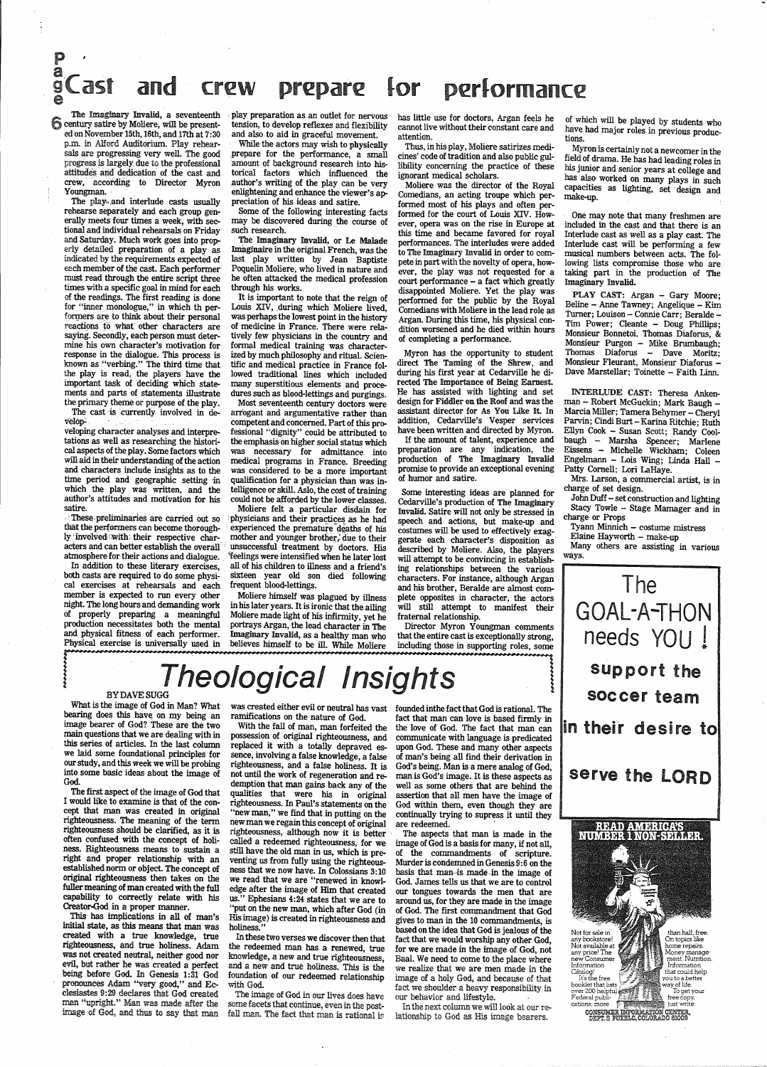# Cast and crew prepare for performance

The **Imaginary Invalid**, a seventeenth century satire by Moliere, will be presented on November 15th, 16th, and 17th at 7:30 p.m. in Alford Auditorium. Play rehearsals are progressing very well. The good progress is largely due to the professional attitudes and dedication of the cast and crew, according to Director Myron Youngman.

The play and interlude casts usually rehearse separately and each group generally meets four times a week, with sectional and individual rehearsals on Friday and Saturday. Much work goes into properly detailed preparation of a play as indicated by the requirements expected of each member of the cast. Each performer must read through the entire script three times with a specific goal in mind for each of the readings. The first reading is done for "inner monologue," in which th performers are to think about their personal reactions to what other characters are saying. Secondly, each person must determine his own character's motivation for response in the dialogue. This process is known as "verbing." The third time that the play is read, the players have the important task of deciding which statements and parts of statements illustrate the primary theme or purpose of the play.

The cast is currently involved in developing character analyses and interpretations as well as researching the historical aspects of the play. Some factors which will aid in their understanding of the action and characters include insights as to the time period and geographic setting in which the play was written, and the author's attitudes and motivation for his satire.

These preliminaries are carried out so that the performers can become thoroughly involved with their respective characters and can better establish the overall atmosphere for their actions and dialogue.

In addition to these literary exercises, both casts are required to do some physical exercises at rehearsals and each member is expected to run every other night. The long hours and demanding work of properly preparing a meaningful production necessitates both the mental and physical fitness of each performer. Physical exercise is universally used in play preparation as an outlet for nervous tension, to develop reflexes and flexibility and also to aid in graceful movement.

While the actors may wish to physically prepare for the performance, a small amount of background research into historical factors which influenced the author's writing of the play can be very enlightening and enhance the viewer's appreciation of his ideas and satire.

Some of the following interesting facts may be discovered during the course of such research.

**The Imaginary Invalid**, or **Le Malade Imaginaire** in the original French, was the last play written by Jean Baptiste Poquelin Moliere, who lived in nature and he often attacked the medical profession through his works.

It is important to note that the reign of Louis XIV, during which Moliere lived, was perhaps the lowest point in the history of medicine in France. There were relatively few physicians in the country and formal medical training was characterized by much philosophy and ritual. Scientific and medical practice in France followed traditional lines which included many superstitious elements and procedures such as blood-lettings and purgings.

Most seventeenth century doctors were arrogant and argumentative rather than competent and concerned. Part of this professional "dignity" could be attributed to the emphasis on higher social status which was necessary for admittance into medical programs in France. Breeding was considered to be a more important qualification for a physician than was intelligence or skill. Aslo, the cost of training could not be afforded by the lower classes.

Moliere felt a particular disdain for physicians and their practices as he had experienced the premature deaths of his mother and younger brother, due to their unsuccessful treatment by doctors. His feelings were intensified when he later lost all of his children to illness and a friend's sixteen year old son died following frequent blood-lettings.

Moliere himself was plagued by illness in his later years. It is ironic that the ailing Moliere made light of his infirmity, yet he portrays Argan, the lead character in **The Imaginary Invalid**, as a healthy man who believes himself to be ill. While Moliere has little use for doctors, Argan feels he cannot live without their constant care and attention.

Thus, in his play, Moliere satirizes medicines' code of tradition and also public gullibility concerning the practice of these ignorant medical scholars.

Moliere was the director of the Royal Comedians, an acting troupe which performed most of his plays and often performed for the court of Louis XIV. However, opera was on the rise in Europe at this time and became favored for royal performances. The interludes were added to **The Imaginary Invalid** in order to compete in part with the novelty of opera, however, the play was not requested for a court performance – a fact which greatly disappointed Moliere. Yet the play was performed for the public by the Royal Comedians with Moliere in the lead role as Argan. During this time, his physical condition worsened and he died within hours of completing a performance.

Myron has the opportunity to student direct **The Taming of the Shrew**, and during his first year at Cedarville he directed **The Importance of Being Earnest**. He has assisted with lighting and set design for **Fiddler on the Roof** and was the assistant director for **As You Like It**. In addition, Cedarville's Vesper services have been written and directed by Myron.

If the amount of talent, experience and preparation are any indication, the production of **The Imaginary Invalid** promise to provide an exceptional evening of humor and satire.

Some interesting ideas are planned for Cedarville's production of **The Imaginary Invalid**. Satire will not only be stressed in speech and actions, but make-up and costumes will be used to effectively exaggerate each character's disposition as described by Moliere. Also, the players will attempt to be convincing in establishing relationships between the various characters. For instance, although Argan and his brother, Beralde are almost complete opposites in character, the actors will still attempt to manifest their fraternal relationship.

Director Myron Youngman comments that the entire cast is exceptionally strong, including those in supporting roles, some of which will be played by students who have had major roles in previous productions.

Myron is certainly not a newcomer in the field of drama. He has had leading roles in his junior and senior years at college and has also worked on many plays in such capacities as lighting, set design and make-up.

One may note that many freshmen are included in the cast and that there is an Interlude cast as well as a play cast. The Interlude cast will be performing a few musical numbers between acts. The following lists compromise those who are taking part in the production of **The Imaginary Invalid**.

**PLAY CAST:** Argan – Gary Moore; Beline – Anne Tawney; Angelique – Kim Turner; Louison – Connie Carr; Beralde – Tim Power; Cleante – Doug Phillips; Monsieur Bonnetoi, Thomas Diaforus, & Monsieur Purgon – Mike Brumbaugh; Thomas Diaforus – Dave Moritz; Monsieur Fleurant, Monsieur Diaforus – Dave Marstellar; Toinette – Faith Linn.

**INTERLUDE CAST:** Theresa Ankenman – Robert McGuckin; Mark Baugh – Marcia Miller; Tamera Behymer – Cheryl Parvin; Cindi Burt – Karina Ritchie; Ruth Ellyn Cook – Susan Scott; Randy Coolbaugh – Marsha Spencer; Marlene Eissens – Michelle Wickham; Coleen Engelmann – Lois Wing; Linda Hall – Patty Cornell; Lori LaHaye.

Mrs. Larson, a commercial artist, is in charge of set design.

John Duff – set construction and lighting

Stacy Towle – Stage Mamager and in charge or Props

Tyann Minnich – costume mistress

Elaine Hayworth – make-up

Many others are assisting in various ways.

The GOAL-A-THON needs YOU !

support the soccer team in their desire to serve the LORD

# Theological Insights

BY DAVE SUGG

What is the image of God in Man? What bearing does this have on my being an image bearer of God? These are the two main questions that we are dealing with in this series of articles. In the last column we laid some foundational principles for our study, and this week we will be probing into some basic ideas about the image of God.

The first aspect of the image of God that I would like to examine is that of the concept that man was created in original righteousness. The meaning of the term righteousness should be clarified, as it is often confused with the concept of holiness. Righteousness means to sustain a right and proper relationship with an established norm or object. The concept of original righteousness then takes on the fuller meaning of man created with the full capability to correctly relate with his Creator-God in a proper manner.

This has implications in all of man's initial state, as this means that man was created with a true knowledge, true righteousness, and true holiness. Adam was not created neutral, neither good nor evil, but rather he was created a perfect being before God. In Genesis 1:31 God pronounces Adam "very good," and Ecclesiastes 9:29 declares that God created man "upright." Man was made after the image of God, and thus to say that man was created either evil or neutral has vast ramifications on the nature of God.

With the fall of man, man forfeited the possession of original righteousness, and replaced it with a totally depraved essence, involving a false knowledge, a false righteousness, and a false holiness. It is not until the work of regeneration and redemption that man gains back any of the qualities that were his in original righteousness. In Paul's statements on the "new man," we find that in putting on the new man we regain this concept of original righteousness, although now it is better called a redeemed righteousness, for we still have the old man in us, which is preventing us from fully using the righteousness that we now have. In Colossians 3:10 we read that we are "renewed in knowledge after the image of Him that created us." Ephesians 4:24 states that we are to "put on the new man, which after God (in His image) is created in righteousness and holiness."

In these two verses we discover then that the redeemed man has a renewed, true knowledge, a new and true righteousness, and a new and true holiness. This is the foundation of our redeemed relationship with God.

The image of God in our lives does have some facets that continue, even in the post-fall man. The fact that man is rational is founded inthe fact that God is rational. The fact that man can love is based firmly in the love of God. The fact that man can communicate with language is predicated upon God. These and many other aspects of man's being all find their derivation in God's being. Man is a mere analog of God, man is God's image. It is these aspects as well as some others that are behind the assertion that all men have the image of God within them, even though they are continually trying to supress it until they are redeemed.

The aspects that man is made in the image of God is a basis for many, if not all, of the commandments of scripture. Murder is condemned in Genesis 9:6 on the basis that man is made in the image of God. James tells us that we are to control our tongues towards the men that are around us, for they are made in the image of God. The first commandment that God gives to man in the 10 commandments, is based on the idea that God is jealous of the fact that we would worship any other God, for we are made in the image of God, not Baal. We need to come to the place where we realize that we are men made in the image of a holy God, and because of that fact we shoulder a heavy responsibility in our behavior and lifestyle.

In the next column we will look at our relationship to God as His image bearers.

READ AMERICA'S NUMBER 1 NON-SELLER.

Not for sale in any bookstore! Not available at any price! The new Consumer Information Catalog! It's the free booklet that lists over 200 helpful Federal publications, more than half, free. On topics like home repairs. Money management. Nutrition. Information that could help you to a better way of life. To get your free copy, just write:

CONSUMER INFORMATION CENTER, DEPT. E PUEBLO, COLORADO 81009